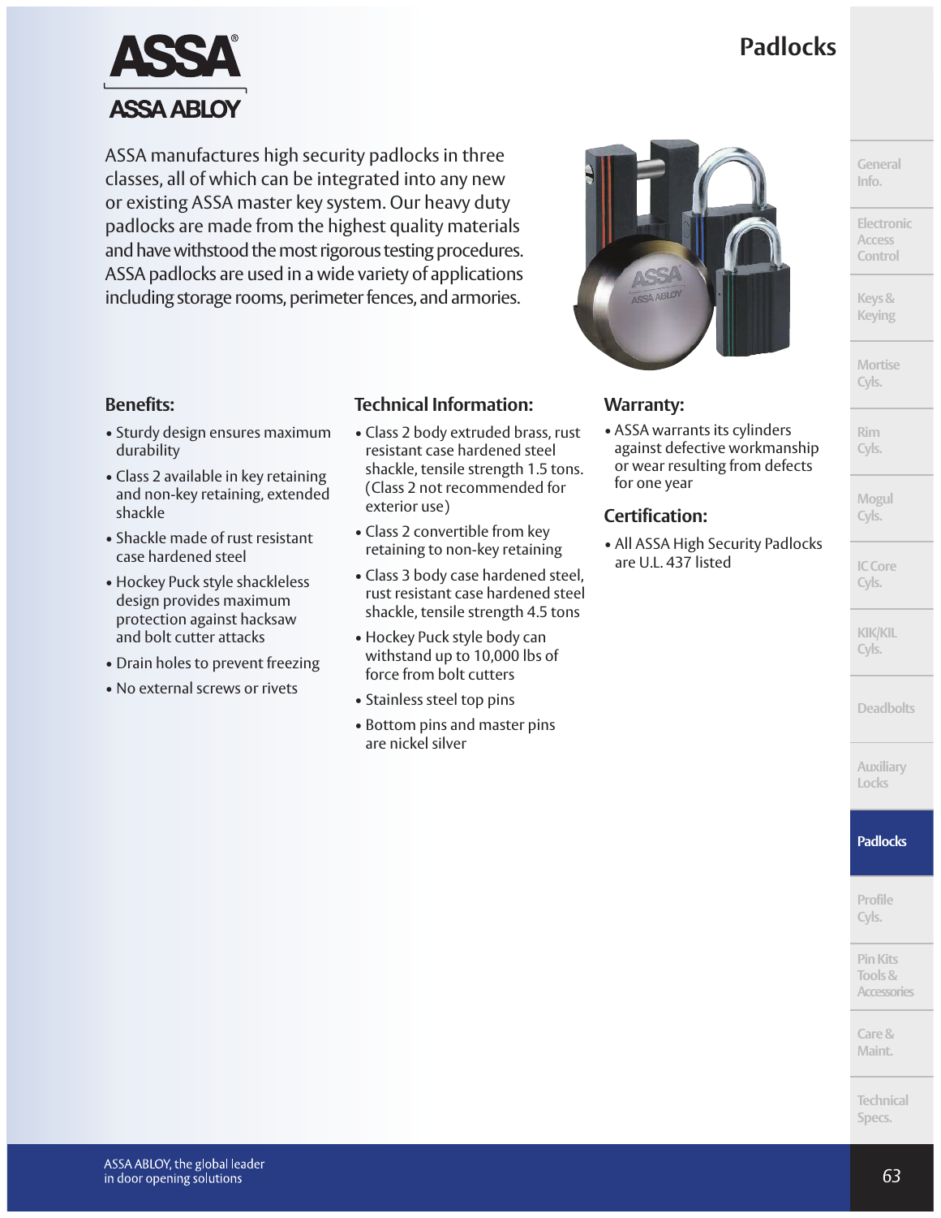# Padlocks

ASSA manufactures high security padlocks in three classes, all of which can be integrated into any new or existing ASSA master key system. Our heavy duty padlocks are made from the highest quality materials and have withstood the most rigorous testing procedures. ASSA padlocks are used in a wide variety of applications including storage rooms, perimeter fences, and armories.

## Benefits:

- Sturdy design ensures maximum durability
- Class 2 available in key retaining and non-key retaining, extended shackle
- Shackle made of rust resistant case hardened steel
- Hockey Puck style shackleless design provides maximum protection against hacksaw and bolt cutter attacks
- Drain holes to prevent freezing
- No external screws or rivets

## Technical Information:

- Class 2 body extruded brass, rust resistant case hardened steel shackle, tensile strength 1.5 tons. (Class 2 not recommended for exterior use)
- Class 2 convertible from key retaining to non-key retaining
- Class 3 body case hardened steel, rust resistant case hardened steel shackle, tensile strength 4.5 tons
- Hockey Puck style body can withstand up to 10,000 lbs of force from bolt cutters
- Stainless steel top pins
- Bottom pins and master pins are nickel silver

## Warranty:

- ASSA warrants its cylinders against defective workmanship or wear resulting from defects for one year

## Certification:

- All ASSA High Security Padlocks are U.L. 437 listed

ASSA ABLOY, the global leader in door opening solutions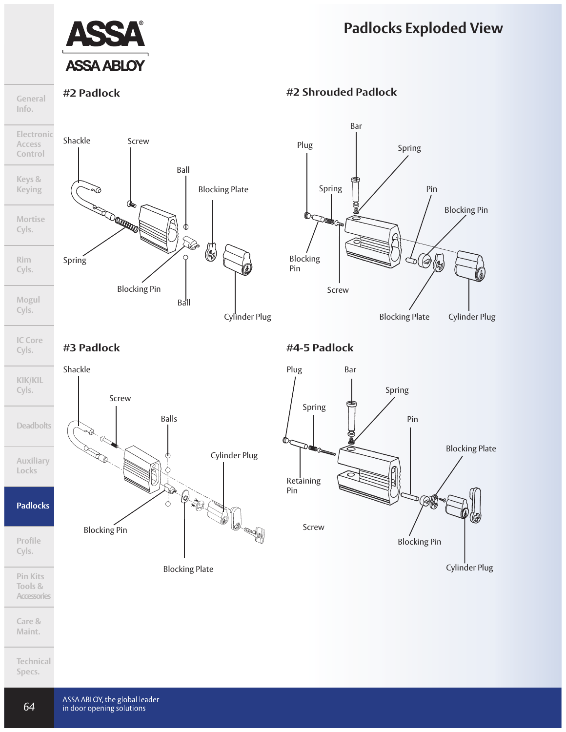# Padlocks Exploded View

## #2 Padlock

Shackle

Screw

Ball

Blocking Plate

Spring

Blocking Pin

Ball

Cylinder Plug

## #2 Shrouded Padlock

Bar

Plug

Spring

Spring

Pin

Blocking Pin

Blocking Pin

Screw

Blocking Plate

Cylinder Plug

## #3 Padlock

Shackle

Screw

Balls

Cylinder Plug

Blocking Pin

Blocking Plate

## #4-5 Padlock

Plug

Bar

Spring

Spring

Pin

Blocking Plate

Retaining Pin

Screw

Blocking Pin

Cylinder Plug

ASSA ABLOY, the global leader in door opening solutions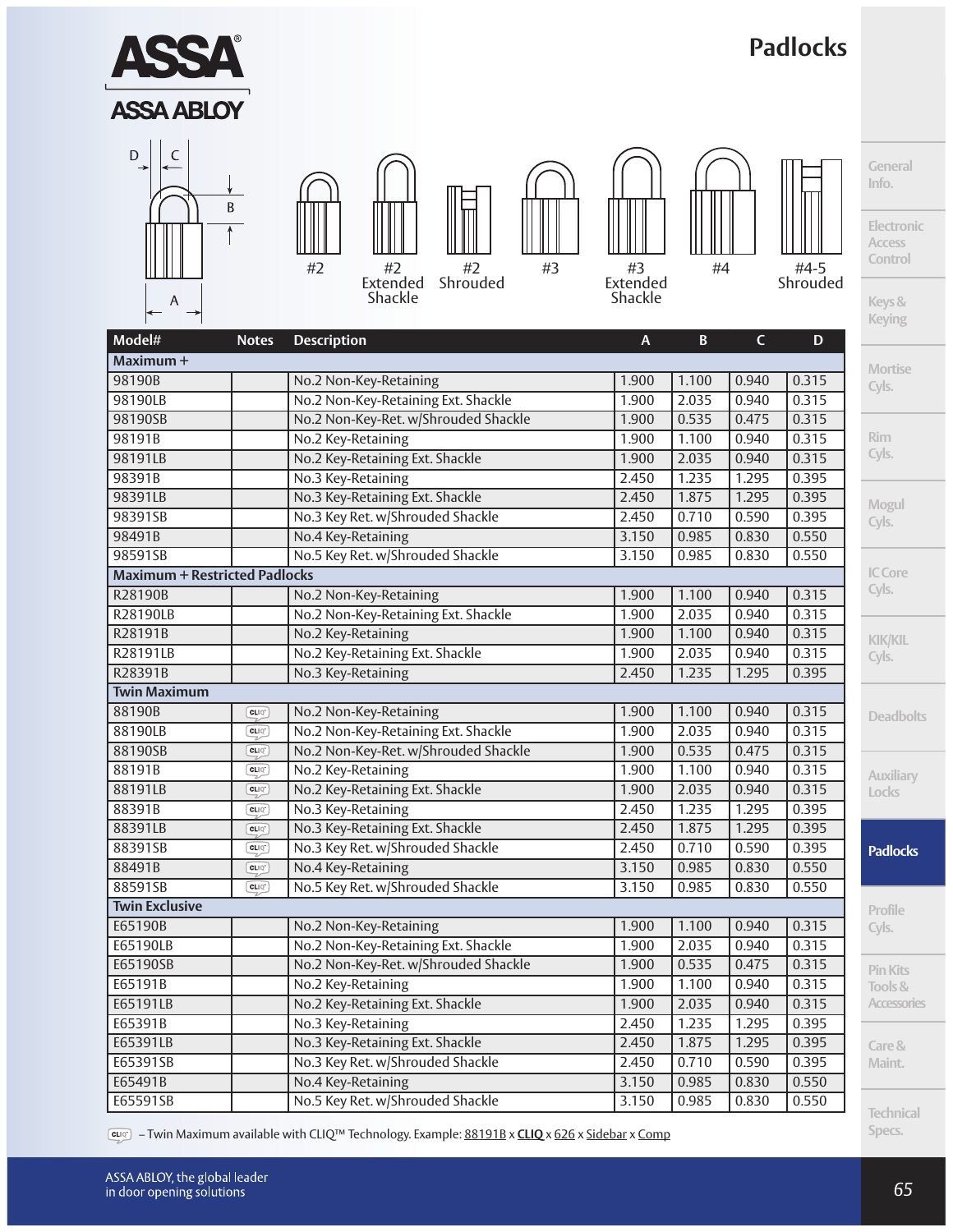# Padlocks

D C B A

#2 | #2 Extended Shackle | #2 Shrouded | #3 | #3 Extended Shackle | #4 | #4-5 Shrouded

| Model# | Notes | Description | A | B | C | D |
|---|---|---|---|---|---|---|
| **Maximum +** | | | | | | |
| 98190B | | No.2 Non-Key-Retaining | 1.900 | 1.100 | 0.940 | 0.315 |
| 98190LB | | No.2 Non-Key-Retaining Ext. Shackle | 1.900 | 2.035 | 0.940 | 0.315 |
| 98190SB | | No.2 Non-Key-Ret. w/Shrouded Shackle | 1.900 | 0.535 | 0.475 | 0.315 |
| 98191B | | No.2 Key-Retaining | 1.900 | 1.100 | 0.940 | 0.315 |
| 98191LB | | No.2 Key-Retaining Ext. Shackle | 1.900 | 2.035 | 0.940 | 0.315 |
| 98391B | | No.3 Key-Retaining | 2.450 | 1.235 | 1.295 | 0.395 |
| 98391LB | | No.3 Key-Retaining Ext. Shackle | 2.450 | 1.875 | 1.295 | 0.395 |
| 98391SB | | No.3 Key Ret. w/Shrouded Shackle | 2.450 | 0.710 | 0.590 | 0.395 |
| 98491B | | No.4 Key-Retaining | 3.150 | 0.985 | 0.830 | 0.550 |
| 98591SB | | No.5 Key Ret. w/Shrouded Shackle | 3.150 | 0.985 | 0.830 | 0.550 |
| **Maximum + Restricted Padlocks** | | | | | | |
| R28190B | | No.2 Non-Key-Retaining | 1.900 | 1.100 | 0.940 | 0.315 |
| R28190LB | | No.2 Non-Key-Retaining Ext. Shackle | 1.900 | 2.035 | 0.940 | 0.315 |
| R28191B | | No.2 Key-Retaining | 1.900 | 1.100 | 0.940 | 0.315 |
| R28191LB | | No.2 Key-Retaining Ext. Shackle | 1.900 | 2.035 | 0.940 | 0.315 |
| R28391B | | No.3 Key-Retaining | 2.450 | 1.235 | 1.295 | 0.395 |
| **Twin Maximum** | | | | | | |
| 88190B | CLIQ | No.2 Non-Key-Retaining | 1.900 | 1.100 | 0.940 | 0.315 |
| 88190LB | CLIQ | No.2 Non-Key-Retaining Ext. Shackle | 1.900 | 2.035 | 0.940 | 0.315 |
| 88190SB | CLIQ | No.2 Non-Key-Ret. w/Shrouded Shackle | 1.900 | 0.535 | 0.475 | 0.315 |
| 88191B | CLIQ | No.2 Key-Retaining | 1.900 | 1.100 | 0.940 | 0.315 |
| 88191LB | CLIQ | No.2 Key-Retaining Ext. Shackle | 1.900 | 2.035 | 0.940 | 0.315 |
| 88391B | CLIQ | No.3 Key-Retaining | 2.450 | 1.235 | 1.295 | 0.395 |
| 88391LB | CLIQ | No.3 Key-Retaining Ext. Shackle | 2.450 | 1.875 | 1.295 | 0.395 |
| 88391SB | CLIQ | No.3 Key Ret. w/Shrouded Shackle | 2.450 | 0.710 | 0.590 | 0.395 |
| 88491B | CLIQ | No.4 Key-Retaining | 3.150 | 0.985 | 0.830 | 0.550 |
| 88591SB | CLIQ | No.5 Key Ret. w/Shrouded Shackle | 3.150 | 0.985 | 0.830 | 0.550 |
| **Twin Exclusive** | | | | | | |
| E65190B | | No.2 Non-Key-Retaining | 1.900 | 1.100 | 0.940 | 0.315 |
| E65190LB | | No.2 Non-Key-Retaining Ext. Shackle | 1.900 | 2.035 | 0.940 | 0.315 |
| E65190SB | | No.2 Non-Key-Ret. w/Shrouded Shackle | 1.900 | 0.535 | 0.475 | 0.315 |
| E65191B | | No.2 Key-Retaining | 1.900 | 1.100 | 0.940 | 0.315 |
| E65191LB | | No.2 Key-Retaining Ext. Shackle | 1.900 | 2.035 | 0.940 | 0.315 |
| E65391B | | No.3 Key-Retaining | 2.450 | 1.235 | 1.295 | 0.395 |
| E65391LB | | No.3 Key-Retaining Ext. Shackle | 2.450 | 1.875 | 1.295 | 0.395 |
| E65391SB | | No.3 Key Ret. w/Shrouded Shackle | 2.450 | 0.710 | 0.590 | 0.395 |
| E65491B | | No.4 Key-Retaining | 3.150 | 0.985 | 0.830 | 0.550 |
| E65591SB | | No.5 Key Ret. w/Shrouded Shackle | 3.150 | 0.985 | 0.830 | 0.550 |

CLIQ – Twin Maximum available with CLIQ™ Technology. Example: 88191B x **CLIQ** x 626 x Sidebar x Comp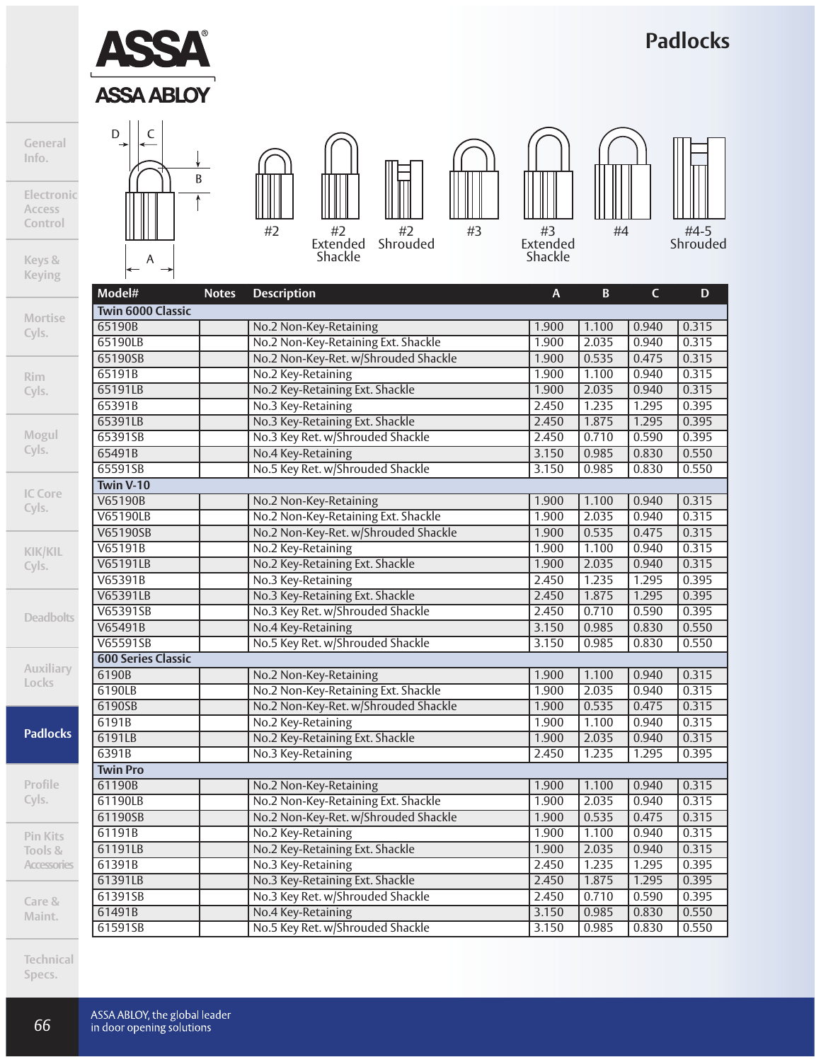# Padlocks

D C B A

#2 | #2 Extended Shackle | #2 Shrouded | #3 | #3 Extended Shackle | #4 | #4-5 Shrouded

| Model# | Notes | Description | A | B | C | D |
|---|---|---|---|---|---|---|
| **Twin 6000 Classic** | | | | | | |
| 65190B | | No.2 Non-Key-Retaining | 1.900 | 1.100 | 0.940 | 0.315 |
| 65190LB | | No.2 Non-Key-Retaining Ext. Shackle | 1.900 | 2.035 | 0.940 | 0.315 |
| 65190SB | | No.2 Non-Key-Ret. w/Shrouded Shackle | 1.900 | 0.535 | 0.475 | 0.315 |
| 65191B | | No.2 Key-Retaining | 1.900 | 1.100 | 0.940 | 0.315 |
| 65191LB | | No.2 Key-Retaining Ext. Shackle | 1.900 | 2.035 | 0.940 | 0.315 |
| 65391B | | No.3 Key-Retaining | 2.450 | 1.235 | 1.295 | 0.395 |
| 65391LB | | No.3 Key-Retaining Ext. Shackle | 2.450 | 1.875 | 1.295 | 0.395 |
| 65391SB | | No.3 Key Ret. w/Shrouded Shackle | 2.450 | 0.710 | 0.590 | 0.395 |
| 65491B | | No.4 Key-Retaining | 3.150 | 0.985 | 0.830 | 0.550 |
| 65591SB | | No.5 Key Ret. w/Shrouded Shackle | 3.150 | 0.985 | 0.830 | 0.550 |
| **Twin V-10** | | | | | | |
| V65190B | | No.2 Non-Key-Retaining | 1.900 | 1.100 | 0.940 | 0.315 |
| V65190LB | | No.2 Non-Key-Retaining Ext. Shackle | 1.900 | 2.035 | 0.940 | 0.315 |
| V65190SB | | No.2 Non-Key-Ret. w/Shrouded Shackle | 1.900 | 0.535 | 0.475 | 0.315 |
| V65191B | | No.2 Key-Retaining | 1.900 | 1.100 | 0.940 | 0.315 |
| V65191LB | | No.2 Key-Retaining Ext. Shackle | 1.900 | 2.035 | 0.940 | 0.315 |
| V65391B | | No.3 Key-Retaining | 2.450 | 1.235 | 1.295 | 0.395 |
| V65391LB | | No.3 Key-Retaining Ext. Shackle | 2.450 | 1.875 | 1.295 | 0.395 |
| V65391SB | | No.3 Key Ret. w/Shrouded Shackle | 2.450 | 0.710 | 0.590 | 0.395 |
| V65491B | | No.4 Key-Retaining | 3.150 | 0.985 | 0.830 | 0.550 |
| V65591SB | | No.5 Key Ret. w/Shrouded Shackle | 3.150 | 0.985 | 0.830 | 0.550 |
| **600 Series Classic** | | | | | | |
| 6190B | | No.2 Non-Key-Retaining | 1.900 | 1.100 | 0.940 | 0.315 |
| 6190LB | | No.2 Non-Key-Retaining Ext. Shackle | 1.900 | 2.035 | 0.940 | 0.315 |
| 6190SB | | No.2 Non-Key-Ret. w/Shrouded Shackle | 1.900 | 0.535 | 0.475 | 0.315 |
| 6191B | | No.2 Key-Retaining | 1.900 | 1.100 | 0.940 | 0.315 |
| 6191LB | | No.2 Key-Retaining Ext. Shackle | 1.900 | 2.035 | 0.940 | 0.315 |
| 6391B | | No.3 Key-Retaining | 2.450 | 1.235 | 1.295 | 0.395 |
| **Twin Pro** | | | | | | |
| 61190B | | No.2 Non-Key-Retaining | 1.900 | 1.100 | 0.940 | 0.315 |
| 61190LB | | No.2 Non-Key-Retaining Ext. Shackle | 1.900 | 2.035 | 0.940 | 0.315 |
| 61190SB | | No.2 Non-Key-Ret. w/Shrouded Shackle | 1.900 | 0.535 | 0.475 | 0.315 |
| 61191B | | No.2 Key-Retaining | 1.900 | 1.100 | 0.940 | 0.315 |
| 61191LB | | No.2 Key-Retaining Ext. Shackle | 1.900 | 2.035 | 0.940 | 0.315 |
| 61391B | | No.3 Key-Retaining | 2.450 | 1.235 | 1.295 | 0.395 |
| 61391LB | | No.3 Key-Retaining Ext. Shackle | 2.450 | 1.875 | 1.295 | 0.395 |
| 61391SB | | No.3 Key Ret. w/Shrouded Shackle | 2.450 | 0.710 | 0.590 | 0.395 |
| 61491B | | No.4 Key-Retaining | 3.150 | 0.985 | 0.830 | 0.550 |
| 61591SB | | No.5 Key Ret. w/Shrouded Shackle | 3.150 | 0.985 | 0.830 | 0.550 |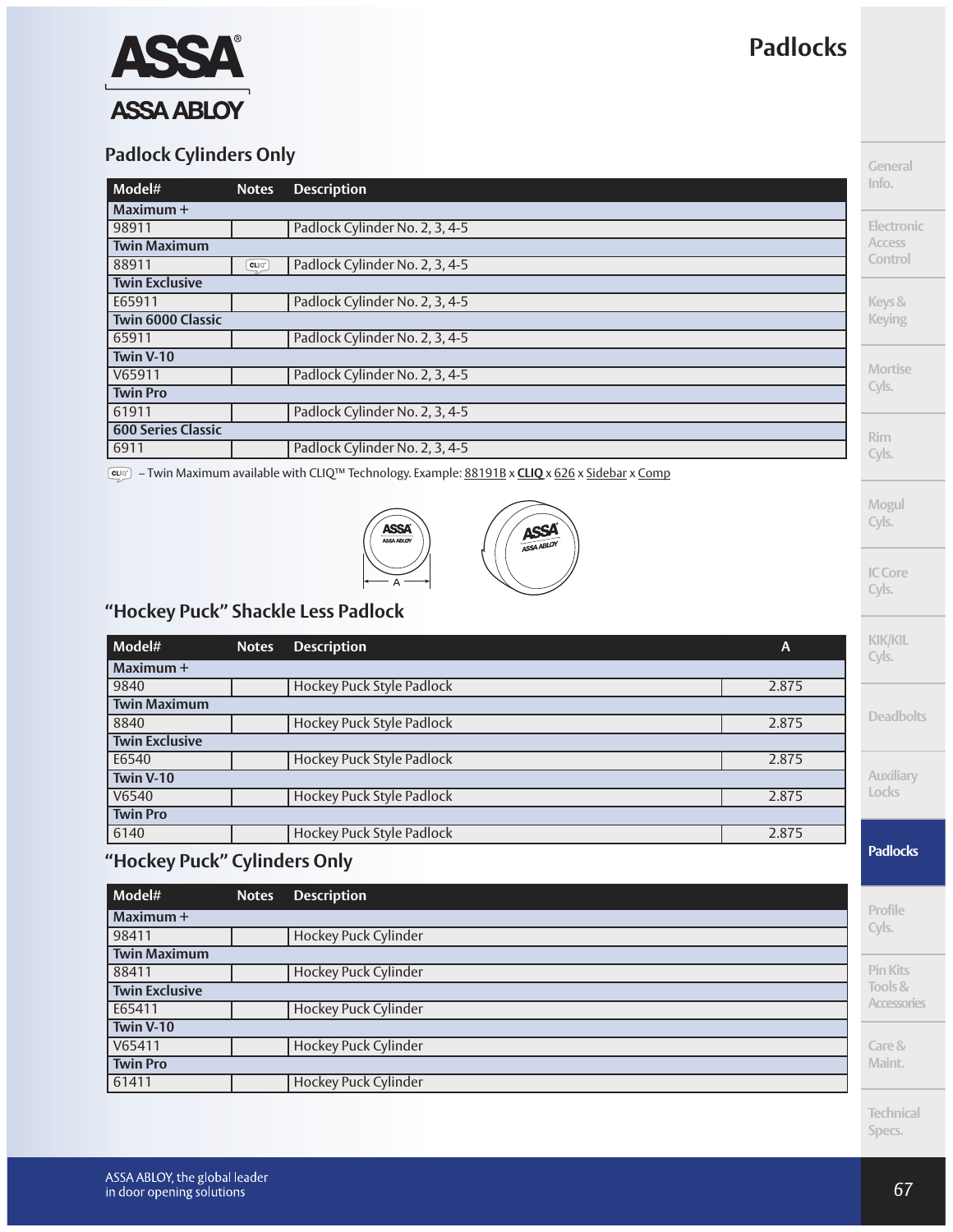# Padlocks

## Padlock Cylinders Only

| Model# | Notes | Description |
|---|---|---|
| **Maximum +** | | |
| 98911 | | Padlock Cylinder No. 2, 3, 4-5 |
| **Twin Maximum** | | |
| 88911 | CLIQ | Padlock Cylinder No. 2, 3, 4-5 |
| **Twin Exclusive** | | |
| E65911 | | Padlock Cylinder No. 2, 3, 4-5 |
| **Twin 6000 Classic** | | |
| 65911 | | Padlock Cylinder No. 2, 3, 4-5 |
| **Twin V-10** | | |
| V65911 | | Padlock Cylinder No. 2, 3, 4-5 |
| **Twin Pro** | | |
| 61911 | | Padlock Cylinder No. 2, 3, 4-5 |
| **600 Series Classic** | | |
| 6911 | | Padlock Cylinder No. 2, 3, 4-5 |

CLIQ – Twin Maximum available with CLIQ™ Technology. Example: 88191B x **CLIQ** x 626 x Sidebar x Comp

## "Hockey Puck" Shackle Less Padlock

| Model# | Notes | Description | A |
|---|---|---|---|
| **Maximum +** | | | |
| 9840 | | Hockey Puck Style Padlock | 2.875 |
| **Twin Maximum** | | | |
| 8840 | | Hockey Puck Style Padlock | 2.875 |
| **Twin Exclusive** | | | |
| E6540 | | Hockey Puck Style Padlock | 2.875 |
| **Twin V-10** | | | |
| V6540 | | Hockey Puck Style Padlock | 2.875 |
| **Twin Pro** | | | |
| 6140 | | Hockey Puck Style Padlock | 2.875 |

## "Hockey Puck" Cylinders Only

| Model# | Notes | Description |
|---|---|---|
| **Maximum +** | | |
| 98411 | | Hockey Puck Cylinder |
| **Twin Maximum** | | |
| 88411 | | Hockey Puck Cylinder |
| **Twin Exclusive** | | |
| E65411 | | Hockey Puck Cylinder |
| **Twin V-10** | | |
| V65411 | | Hockey Puck Cylinder |
| **Twin Pro** | | |
| 61411 | | Hockey Puck Cylinder |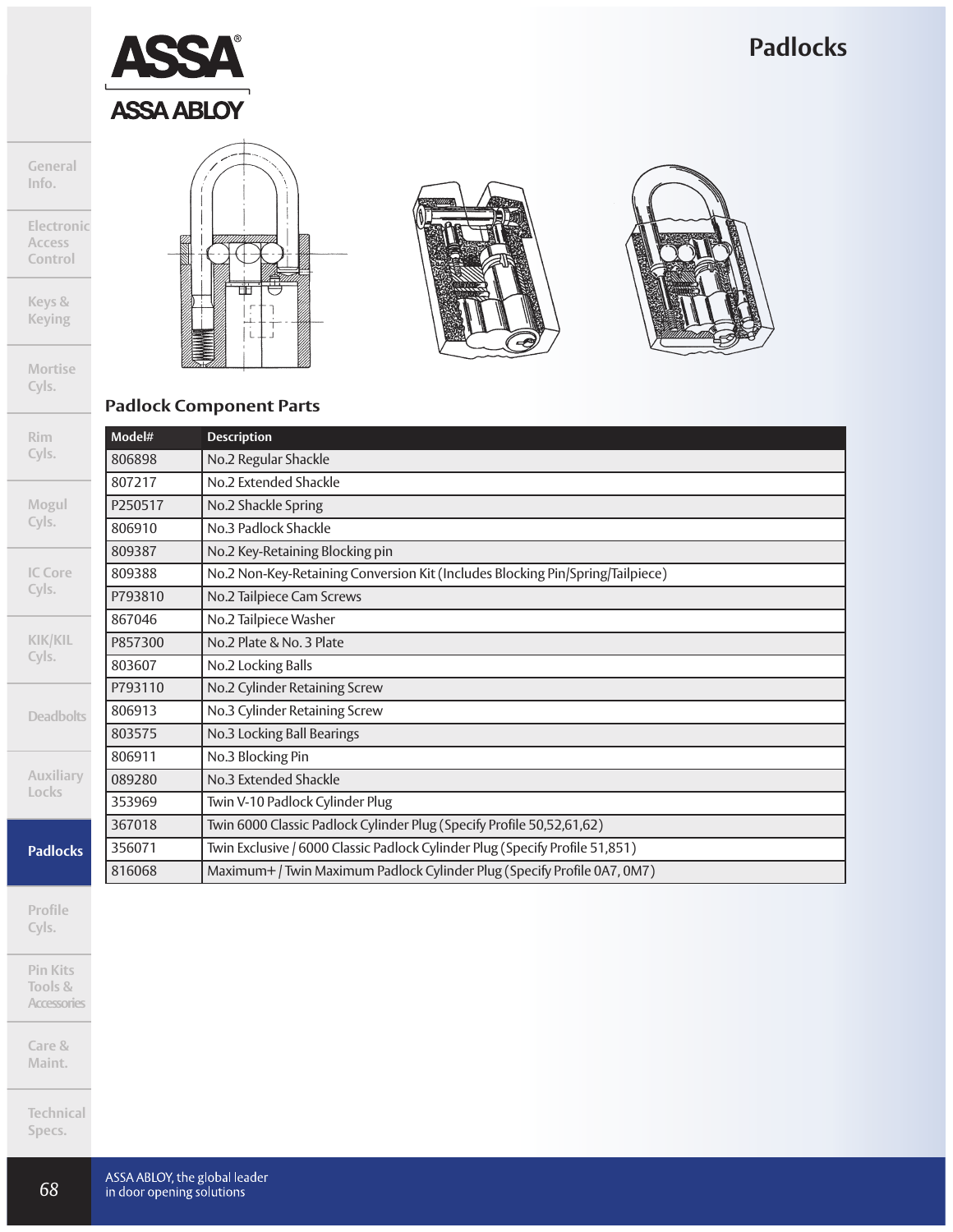# Padlocks

## Padlock Component Parts

| Model# | Description |
| --- | --- |
| 806898 | No.2 Regular Shackle |
| 807217 | No.2 Extended Shackle |
| P250517 | No.2 Shackle Spring |
| 806910 | No.3 Padlock Shackle |
| 809387 | No.2 Key-Retaining Blocking pin |
| 809388 | No.2 Non-Key-Retaining Conversion Kit (Includes Blocking Pin/Spring/Tailpiece) |
| P793810 | No.2 Tailpiece Cam Screws |
| 867046 | No.2 Tailpiece Washer |
| P857300 | No.2 Plate & No. 3 Plate |
| 803607 | No.2 Locking Balls |
| P793110 | No.2 Cylinder Retaining Screw |
| 806913 | No.3 Cylinder Retaining Screw |
| 803575 | No.3 Locking Ball Bearings |
| 806911 | No.3 Blocking Pin |
| 089280 | No.3 Extended Shackle |
| 353969 | Twin V-10 Padlock Cylinder Plug |
| 367018 | Twin 6000 Classic Padlock Cylinder Plug (Specify Profile 50,52,61,62) |
| 356071 | Twin Exclusive / 6000 Classic Padlock Cylinder Plug (Specify Profile 51,851) |
| 816068 | Maximum+ / Twin Maximum Padlock Cylinder Plug (Specify Profile 0A7, 0M7) |

ASSA ABLOY, the global leader in door opening solutions